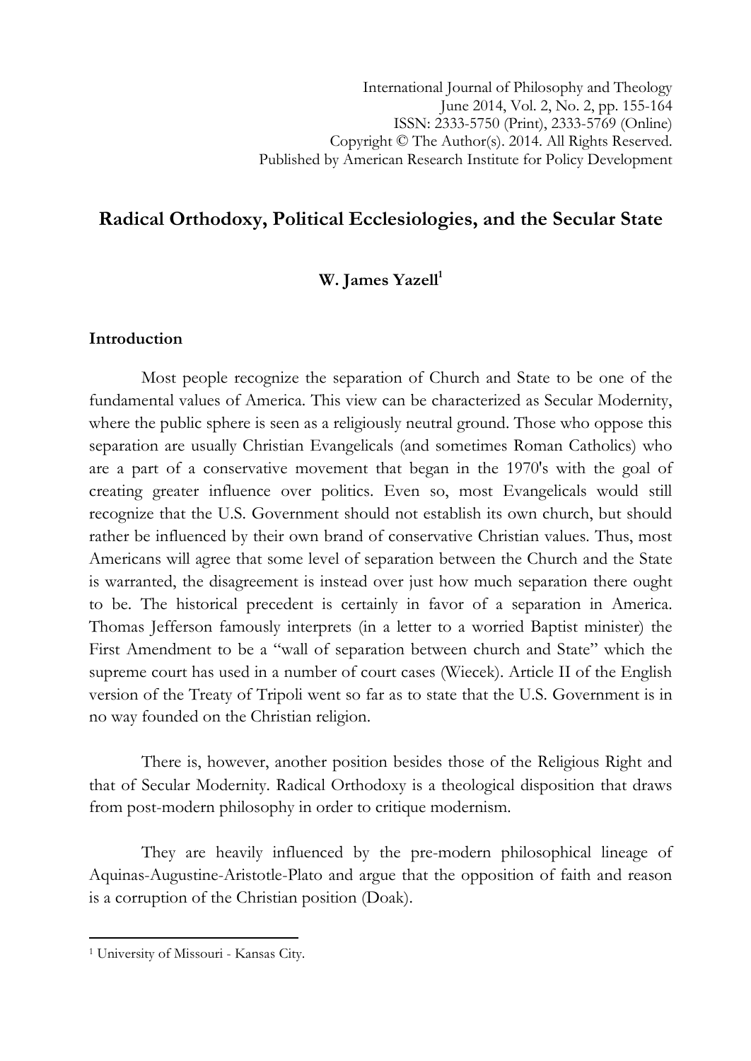# Radical Orthodoxy, Political Ecclesiologies, and the Secular State

**W. James Yazell**[1]

## Introduction

Most people recognize the separation of Church and State to be one of the fundamental values of America. This view can be characterized as Secular Modernity, where the public sphere is seen as a religiously neutral ground. Those who oppose this separation are usually Christian Evangelicals (and sometimes Roman Catholics) who are a part of a conservative movement that began in the 1970's with the goal of creating greater influence over politics. Even so, most Evangelicals would still recognize that the U.S. Government should not establish its own church, but should rather be influenced by their own brand of conservative Christian values. Thus, most Americans will agree that some level of separation between the Church and the State is warranted, the disagreement is instead over just how much separation there ought to be. The historical precedent is certainly in favor of a separation in America. Thomas Jefferson famously interprets (in a letter to a worried Baptist minister) the First Amendment to be a "wall of separation between church and State" which the supreme court has used in a number of court cases (Wiecek). Article II of the English version of the Treaty of Tripoli went so far as to state that the U.S. Government is in no way founded on the Christian religion.

There is, however, another position besides those of the Religious Right and that of Secular Modernity. Radical Orthodoxy is a theological disposition that draws from post-modern philosophy in order to critique modernism.

They are heavily influenced by the pre-modern philosophical lineage of Aquinas-Augustine-Aristotle-Plato and argue that the opposition of faith and reason is a corruption of the Christian position (Doak).

---

[1] University of Missouri - Kansas City.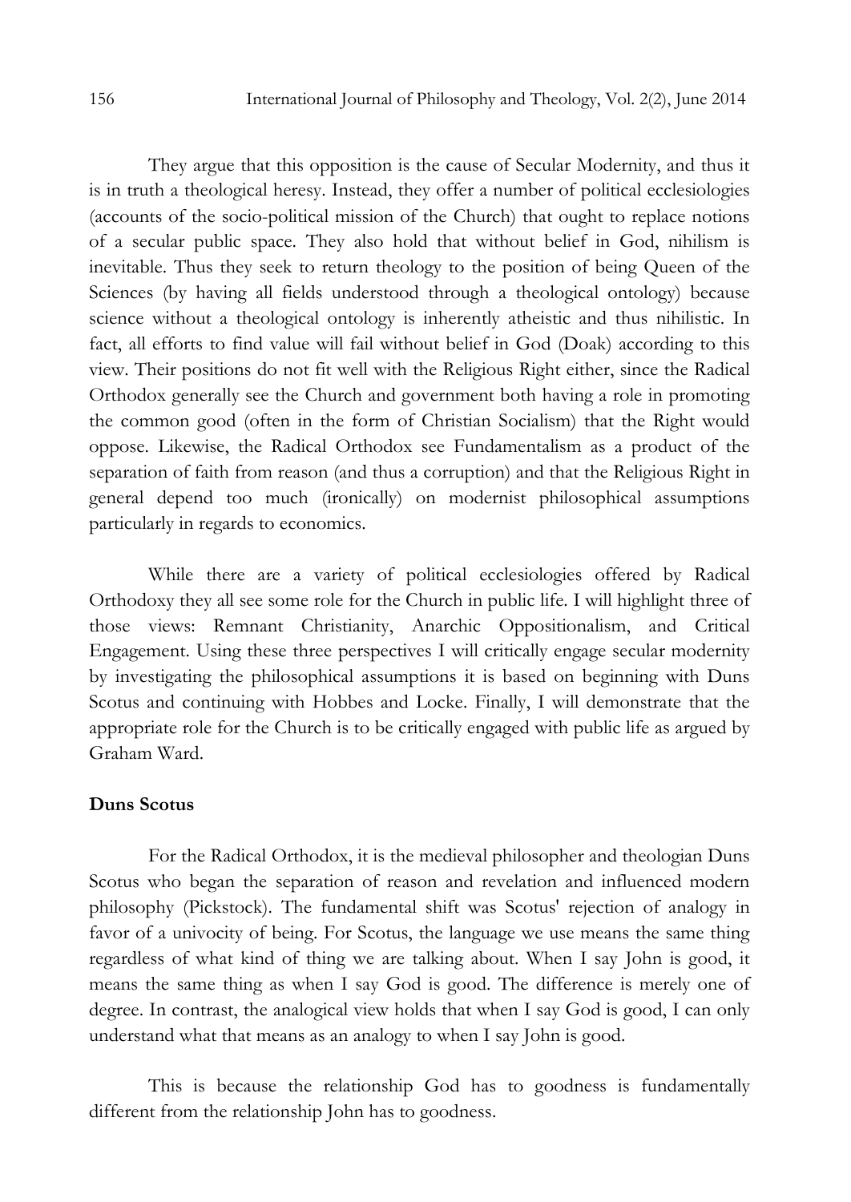They argue that this opposition is the cause of Secular Modernity, and thus it is in truth a theological heresy. Instead, they offer a number of political ecclesiologies (accounts of the socio-political mission of the Church) that ought to replace notions of a secular public space. They also hold that without belief in God, nihilism is inevitable. Thus they seek to return theology to the position of being Queen of the Sciences (by having all fields understood through a theological ontology) because science without a theological ontology is inherently atheistic and thus nihilistic. In fact, all efforts to find value will fail without belief in God (Doak) according to this view. Their positions do not fit well with the Religious Right either, since the Radical Orthodox generally see the Church and government both having a role in promoting the common good (often in the form of Christian Socialism) that the Right would oppose. Likewise, the Radical Orthodox see Fundamentalism as a product of the separation of faith from reason (and thus a corruption) and that the Religious Right in general depend too much (ironically) on modernist philosophical assumptions particularly in regards to economics.

While there are a variety of political ecclesiologies offered by Radical Orthodoxy they all see some role for the Church in public life. I will highlight three of those views: Remnant Christianity, Anarchic Oppositionalism, and Critical Engagement. Using these three perspectives I will critically engage secular modernity by investigating the philosophical assumptions it is based on beginning with Duns Scotus and continuing with Hobbes and Locke. Finally, I will demonstrate that the appropriate role for the Church is to be critically engaged with public life as argued by Graham Ward.

## Duns Scotus

For the Radical Orthodox, it is the medieval philosopher and theologian Duns Scotus who began the separation of reason and revelation and influenced modern philosophy (Pickstock). The fundamental shift was Scotus' rejection of analogy in favor of a univocity of being. For Scotus, the language we use means the same thing regardless of what kind of thing we are talking about. When I say John is good, it means the same thing as when I say God is good. The difference is merely one of degree. In contrast, the analogical view holds that when I say God is good, I can only understand what that means as an analogy to when I say John is good.

This is because the relationship God has to goodness is fundamentally different from the relationship John has to goodness.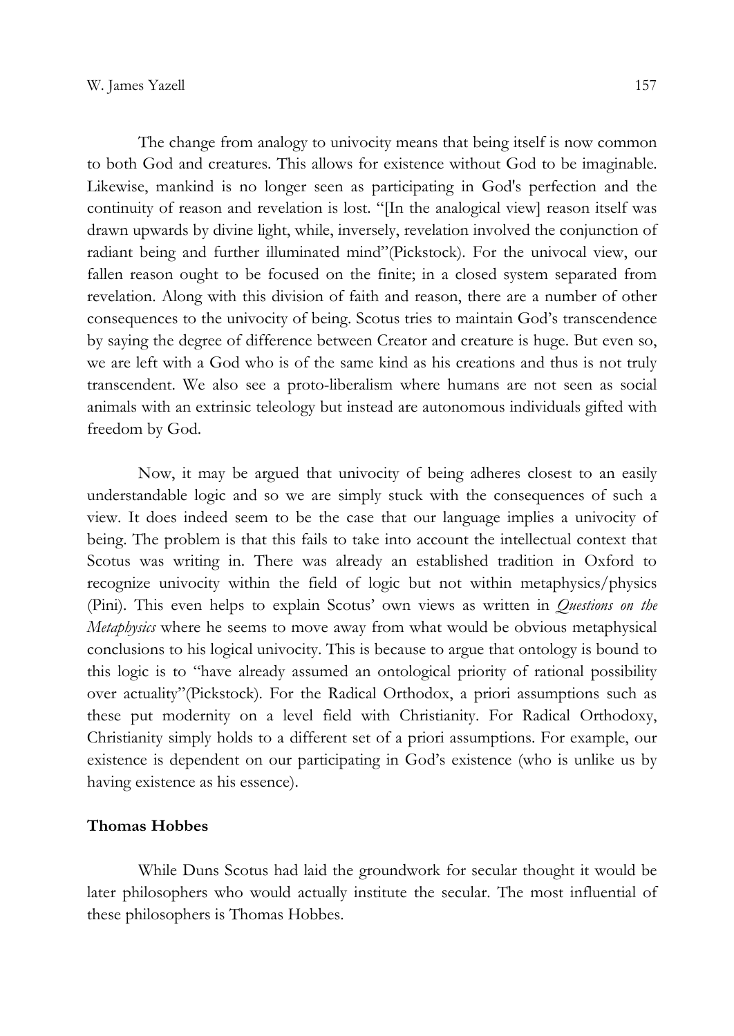The change from analogy to univocity means that being itself is now common to both God and creatures. This allows for existence without God to be imaginable. Likewise, mankind is no longer seen as participating in God's perfection and the continuity of reason and revelation is lost. "[In the analogical view] reason itself was drawn upwards by divine light, while, inversely, revelation involved the conjunction of radiant being and further illuminated mind"(Pickstock). For the univocal view, our fallen reason ought to be focused on the finite; in a closed system separated from revelation. Along with this division of faith and reason, there are a number of other consequences to the univocity of being. Scotus tries to maintain God's transcendence by saying the degree of difference between Creator and creature is huge. But even so, we are left with a God who is of the same kind as his creations and thus is not truly transcendent. We also see a proto-liberalism where humans are not seen as social animals with an extrinsic teleology but instead are autonomous individuals gifted with freedom by God.

Now, it may be argued that univocity of being adheres closest to an easily understandable logic and so we are simply stuck with the consequences of such a view. It does indeed seem to be the case that our language implies a univocity of being. The problem is that this fails to take into account the intellectual context that Scotus was writing in. There was already an established tradition in Oxford to recognize univocity within the field of logic but not within metaphysics/physics (Pini). This even helps to explain Scotus' own views as written in *Questions on the Metaphysics* where he seems to move away from what would be obvious metaphysical conclusions to his logical univocity. This is because to argue that ontology is bound to this logic is to "have already assumed an ontological priority of rational possibility over actuality"(Pickstock). For the Radical Orthodox, a priori assumptions such as these put modernity on a level field with Christianity. For Radical Orthodoxy, Christianity simply holds to a different set of a priori assumptions. For example, our existence is dependent on our participating in God's existence (who is unlike us by having existence as his essence).

### Thomas Hobbes

While Duns Scotus had laid the groundwork for secular thought it would be later philosophers who would actually institute the secular. The most influential of these philosophers is Thomas Hobbes.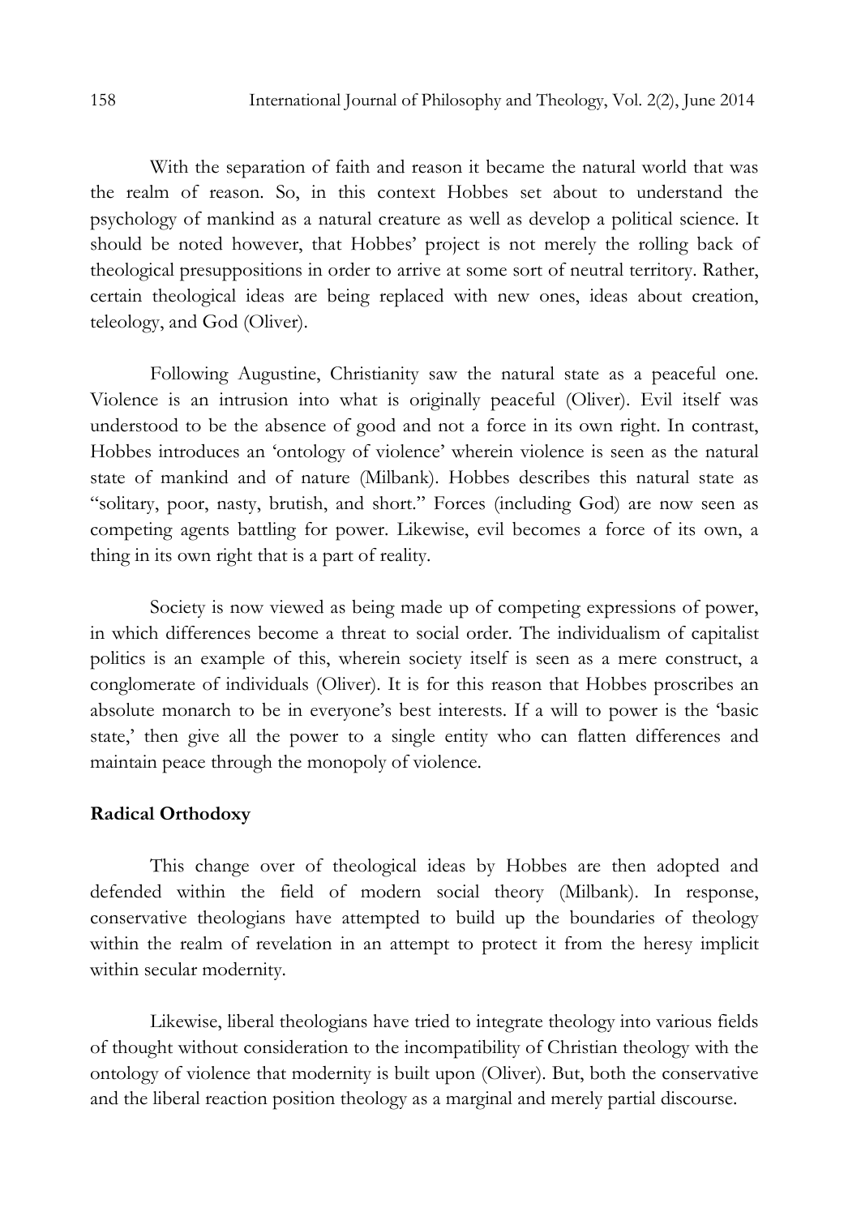With the separation of faith and reason it became the natural world that was the realm of reason. So, in this context Hobbes set about to understand the psychology of mankind as a natural creature as well as develop a political science. It should be noted however, that Hobbes' project is not merely the rolling back of theological presuppositions in order to arrive at some sort of neutral territory. Rather, certain theological ideas are being replaced with new ones, ideas about creation, teleology, and God (Oliver).

Following Augustine, Christianity saw the natural state as a peaceful one. Violence is an intrusion into what is originally peaceful (Oliver). Evil itself was understood to be the absence of good and not a force in its own right. In contrast, Hobbes introduces an 'ontology of violence' wherein violence is seen as the natural state of mankind and of nature (Milbank). Hobbes describes this natural state as "solitary, poor, nasty, brutish, and short." Forces (including God) are now seen as competing agents battling for power. Likewise, evil becomes a force of its own, a thing in its own right that is a part of reality.

Society is now viewed as being made up of competing expressions of power, in which differences become a threat to social order. The individualism of capitalist politics is an example of this, wherein society itself is seen as a mere construct, a conglomerate of individuals (Oliver). It is for this reason that Hobbes proscribes an absolute monarch to be in everyone's best interests. If a will to power is the 'basic state,' then give all the power to a single entity who can flatten differences and maintain peace through the monopoly of violence.

## Radical Orthodoxy

This change over of theological ideas by Hobbes are then adopted and defended within the field of modern social theory (Milbank). In response, conservative theologians have attempted to build up the boundaries of theology within the realm of revelation in an attempt to protect it from the heresy implicit within secular modernity.

Likewise, liberal theologians have tried to integrate theology into various fields of thought without consideration to the incompatibility of Christian theology with the ontology of violence that modernity is built upon (Oliver). But, both the conservative and the liberal reaction position theology as a marginal and merely partial discourse.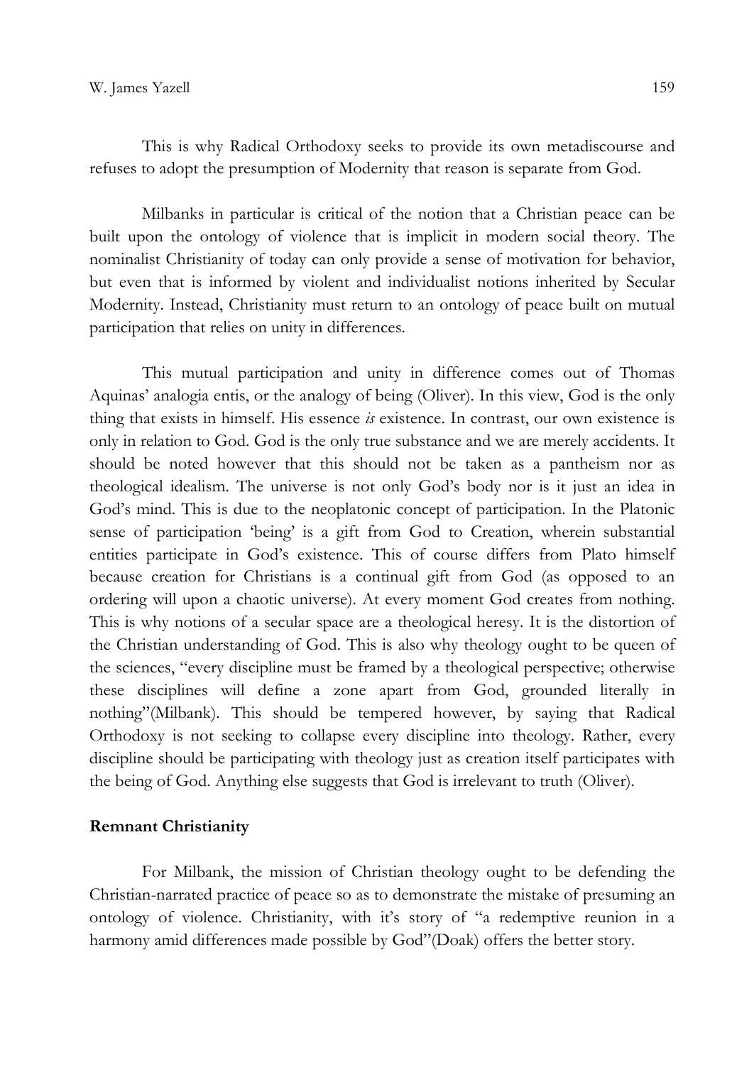This is why Radical Orthodoxy seeks to provide its own metadiscourse and refuses to adopt the presumption of Modernity that reason is separate from God.

Milbanks in particular is critical of the notion that a Christian peace can be built upon the ontology of violence that is implicit in modern social theory. The nominalist Christianity of today can only provide a sense of motivation for behavior, but even that is informed by violent and individualist notions inherited by Secular Modernity. Instead, Christianity must return to an ontology of peace built on mutual participation that relies on unity in differences.

This mutual participation and unity in difference comes out of Thomas Aquinas' analogia entis, or the analogy of being (Oliver). In this view, God is the only thing that exists in himself. His essence *is* existence. In contrast, our own existence is only in relation to God. God is the only true substance and we are merely accidents. It should be noted however that this should not be taken as a pantheism nor as theological idealism. The universe is not only God's body nor is it just an idea in God's mind. This is due to the neoplatonic concept of participation. In the Platonic sense of participation 'being' is a gift from God to Creation, wherein substantial entities participate in God's existence. This of course differs from Plato himself because creation for Christians is a continual gift from God (as opposed to an ordering will upon a chaotic universe). At every moment God creates from nothing. This is why notions of a secular space are a theological heresy. It is the distortion of the Christian understanding of God. This is also why theology ought to be queen of the sciences, "every discipline must be framed by a theological perspective; otherwise these disciplines will define a zone apart from God, grounded literally in nothing"(Milbank). This should be tempered however, by saying that Radical Orthodoxy is not seeking to collapse every discipline into theology. Rather, every discipline should be participating with theology just as creation itself participates with the being of God. Anything else suggests that God is irrelevant to truth (Oliver).

**Remnant Christianity**

For Milbank, the mission of Christian theology ought to be defending the Christian-narrated practice of peace so as to demonstrate the mistake of presuming an ontology of violence. Christianity, with it's story of "a redemptive reunion in a harmony amid differences made possible by God"(Doak) offers the better story.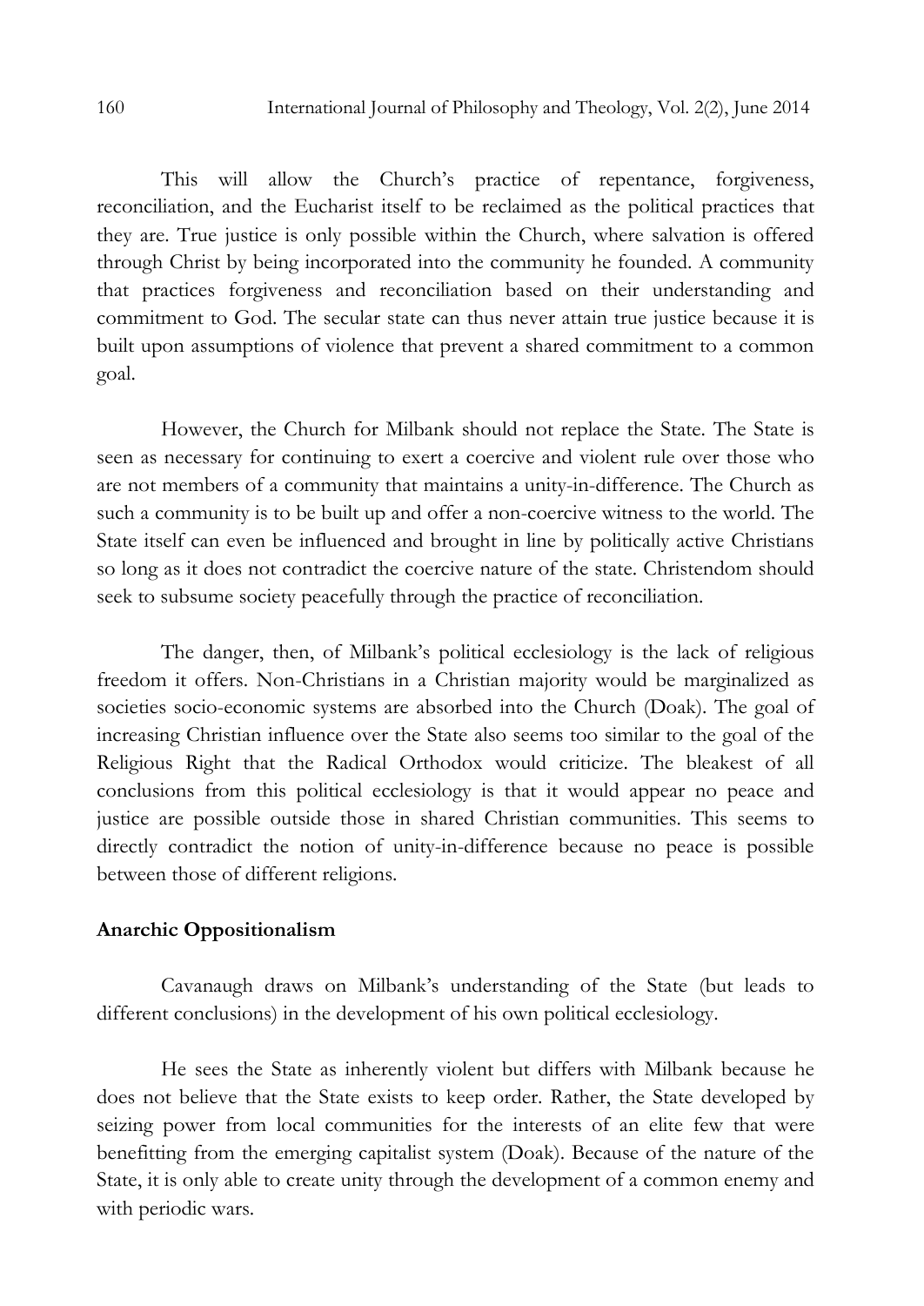This will allow the Church's practice of repentance, forgiveness, reconciliation, and the Eucharist itself to be reclaimed as the political practices that they are. True justice is only possible within the Church, where salvation is offered through Christ by being incorporated into the community he founded. A community that practices forgiveness and reconciliation based on their understanding and commitment to God. The secular state can thus never attain true justice because it is built upon assumptions of violence that prevent a shared commitment to a common goal.

However, the Church for Milbank should not replace the State. The State is seen as necessary for continuing to exert a coercive and violent rule over those who are not members of a community that maintains a unity-in-difference. The Church as such a community is to be built up and offer a non-coercive witness to the world. The State itself can even be influenced and brought in line by politically active Christians so long as it does not contradict the coercive nature of the state. Christendom should seek to subsume society peacefully through the practice of reconciliation.

The danger, then, of Milbank's political ecclesiology is the lack of religious freedom it offers. Non-Christians in a Christian majority would be marginalized as societies socio-economic systems are absorbed into the Church (Doak). The goal of increasing Christian influence over the State also seems too similar to the goal of the Religious Right that the Radical Orthodox would criticize. The bleakest of all conclusions from this political ecclesiology is that it would appear no peace and justice are possible outside those in shared Christian communities. This seems to directly contradict the notion of unity-in-difference because no peace is possible between those of different religions.

**Anarchic Oppositionalism**

Cavanaugh draws on Milbank's understanding of the State (but leads to different conclusions) in the development of his own political ecclesiology.

He sees the State as inherently violent but differs with Milbank because he does not believe that the State exists to keep order. Rather, the State developed by seizing power from local communities for the interests of an elite few that were benefitting from the emerging capitalist system (Doak). Because of the nature of the State, it is only able to create unity through the development of a common enemy and with periodic wars.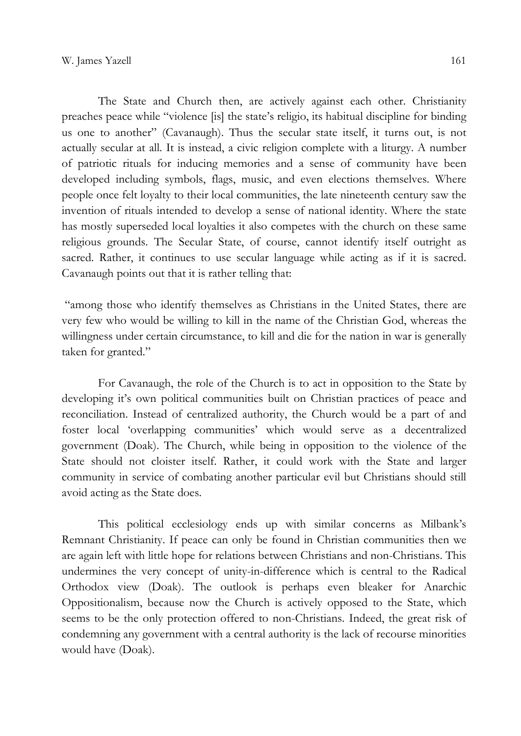The State and Church then, are actively against each other. Christianity preaches peace while "violence [is] the state's religio, its habitual discipline for binding us one to another" (Cavanaugh). Thus the secular state itself, it turns out, is not actually secular at all. It is instead, a civic religion complete with a liturgy. A number of patriotic rituals for inducing memories and a sense of community have been developed including symbols, flags, music, and even elections themselves. Where people once felt loyalty to their local communities, the late nineteenth century saw the invention of rituals intended to develop a sense of national identity. Where the state has mostly superseded local loyalties it also competes with the church on these same religious grounds. The Secular State, of course, cannot identify itself outright as sacred. Rather, it continues to use secular language while acting as if it is sacred. Cavanaugh points out that it is rather telling that:

"among those who identify themselves as Christians in the United States, there are very few who would be willing to kill in the name of the Christian God, whereas the willingness under certain circumstance, to kill and die for the nation in war is generally taken for granted."

For Cavanaugh, the role of the Church is to act in opposition to the State by developing it's own political communities built on Christian practices of peace and reconciliation. Instead of centralized authority, the Church would be a part of and foster local 'overlapping communities' which would serve as a decentralized government (Doak). The Church, while being in opposition to the violence of the State should not cloister itself. Rather, it could work with the State and larger community in service of combating another particular evil but Christians should still avoid acting as the State does.

This political ecclesiology ends up with similar concerns as Milbank's Remnant Christianity. If peace can only be found in Christian communities then we are again left with little hope for relations between Christians and non-Christians. This undermines the very concept of unity-in-difference which is central to the Radical Orthodox view (Doak). The outlook is perhaps even bleaker for Anarchic Oppositionalism, because now the Church is actively opposed to the State, which seems to be the only protection offered to non-Christians. Indeed, the great risk of condemning any government with a central authority is the lack of recourse minorities would have (Doak).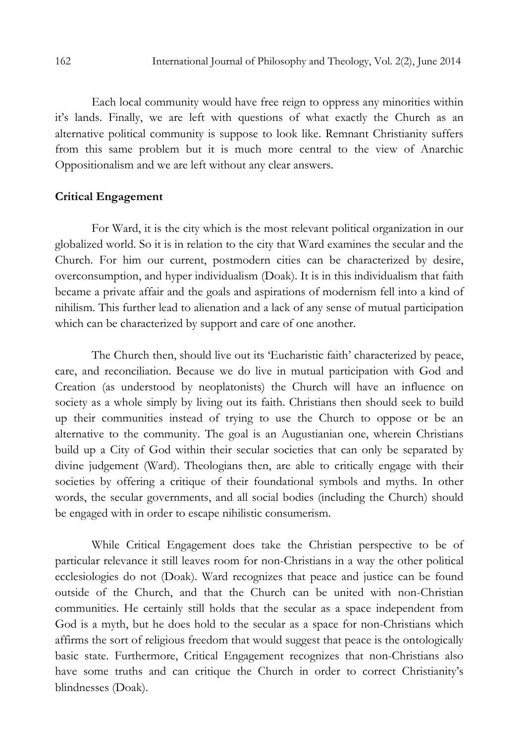Each local community would have free reign to oppress any minorities within it's lands. Finally, we are left with questions of what exactly the Church as an alternative political community is suppose to look like. Remnant Christianity suffers from this same problem but it is much more central to the view of Anarchic Oppositionalism and we are left without any clear answers.

## Critical Engagement

For Ward, it is the city which is the most relevant political organization in our globalized world. So it is in relation to the city that Ward examines the secular and the Church. For him our current, postmodern cities can be characterized by desire, overconsumption, and hyper individualism (Doak). It is in this individualism that faith became a private affair and the goals and aspirations of modernism fell into a kind of nihilism. This further lead to alienation and a lack of any sense of mutual participation which can be characterized by support and care of one another.

The Church then, should live out its 'Eucharistic faith' characterized by peace, care, and reconciliation. Because we do live in mutual participation with God and Creation (as understood by neoplatonists) the Church will have an influence on society as a whole simply by living out its faith. Christians then should seek to build up their communities instead of trying to use the Church to oppose or be an alternative to the community. The goal is an Augustianian one, wherein Christians build up a City of God within their secular societies that can only be separated by divine judgement (Ward). Theologians then, are able to critically engage with their societies by offering a critique of their foundational symbols and myths. In other words, the secular governments, and all social bodies (including the Church) should be engaged with in order to escape nihilistic consumerism.

While Critical Engagement does take the Christian perspective to be of particular relevance it still leaves room for non-Christians in a way the other political ecclesiologies do not (Doak). Ward recognizes that peace and justice can be found outside of the Church, and that the Church can be united with non-Christian communities. He certainly still holds that the secular as a space independent from God is a myth, but he does hold to the secular as a space for non-Christians which affirms the sort of religious freedom that would suggest that peace is the ontologically basic state. Furthermore, Critical Engagement recognizes that non-Christians also have some truths and can critique the Church in order to correct Christianity's blindnesses (Doak).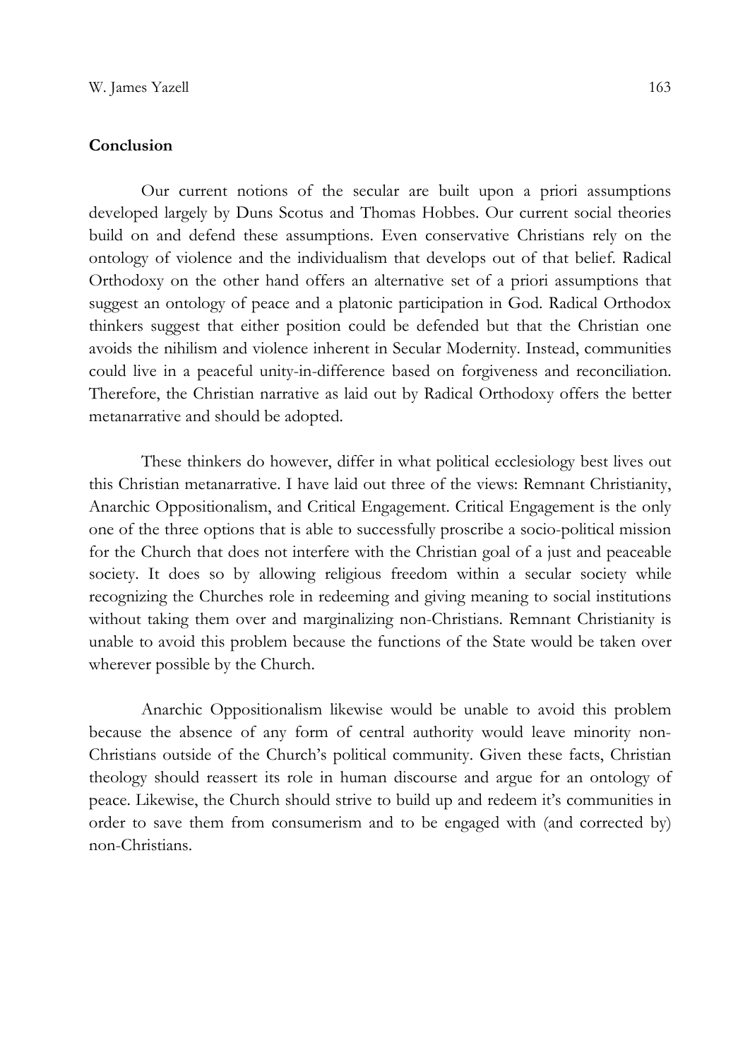## Conclusion

Our current notions of the secular are built upon a priori assumptions developed largely by Duns Scotus and Thomas Hobbes. Our current social theories build on and defend these assumptions. Even conservative Christians rely on the ontology of violence and the individualism that develops out of that belief. Radical Orthodoxy on the other hand offers an alternative set of a priori assumptions that suggest an ontology of peace and a platonic participation in God. Radical Orthodox thinkers suggest that either position could be defended but that the Christian one avoids the nihilism and violence inherent in Secular Modernity. Instead, communities could live in a peaceful unity-in-difference based on forgiveness and reconciliation. Therefore, the Christian narrative as laid out by Radical Orthodoxy offers the better metanarrative and should be adopted.

These thinkers do however, differ in what political ecclesiology best lives out this Christian metanarrative. I have laid out three of the views: Remnant Christianity, Anarchic Oppositionalism, and Critical Engagement. Critical Engagement is the only one of the three options that is able to successfully proscribe a socio-political mission for the Church that does not interfere with the Christian goal of a just and peaceable society. It does so by allowing religious freedom within a secular society while recognizing the Churches role in redeeming and giving meaning to social institutions without taking them over and marginalizing non-Christians. Remnant Christianity is unable to avoid this problem because the functions of the State would be taken over wherever possible by the Church.

Anarchic Oppositionalism likewise would be unable to avoid this problem because the absence of any form of central authority would leave minority non-Christians outside of the Church's political community. Given these facts, Christian theology should reassert its role in human discourse and argue for an ontology of peace. Likewise, the Church should strive to build up and redeem it's communities in order to save them from consumerism and to be engaged with (and corrected by) non-Christians.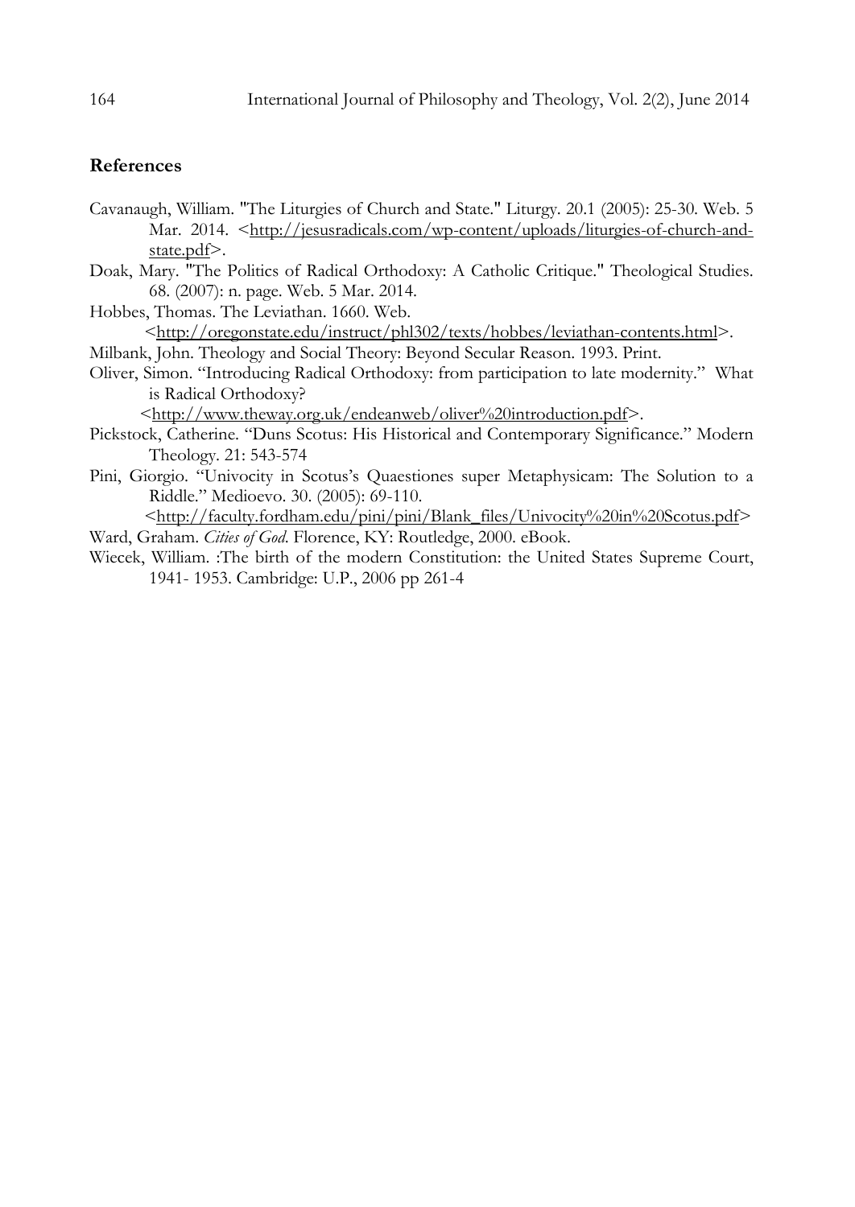## References

Cavanaugh, William. "The Liturgies of Church and State." Liturgy. 20.1 (2005): 25-30. Web. 5 Mar. 2014. <http://jesusradicals.com/wp-content/uploads/liturgies-of-church-and-state.pdf>.

Doak, Mary. "The Politics of Radical Orthodoxy: A Catholic Critique." Theological Studies. 68. (2007): n. page. Web. 5 Mar. 2014.

Hobbes, Thomas. The Leviathan. 1660. Web. <http://oregonstate.edu/instruct/phl302/texts/hobbes/leviathan-contents.html>.

Milbank, John. Theology and Social Theory: Beyond Secular Reason. 1993. Print.

Oliver, Simon. "Introducing Radical Orthodoxy: from participation to late modernity." What is Radical Orthodoxy? <http://www.theway.org.uk/endeanweb/oliver%20introduction.pdf>.

Pickstock, Catherine. "Duns Scotus: His Historical and Contemporary Significance." Modern Theology. 21: 543-574

Pini, Giorgio. "Univocity in Scotus's Quaestiones super Metaphysicam: The Solution to a Riddle." Medioevo. 30. (2005): 69-110. <http://faculty.fordham.edu/pini/pini/Blank_files/Univocity%20in%20Scotus.pdf>

Ward, Graham. *Cities of God*. Florence, KY: Routledge, 2000. eBook.

Wiecek, William. :The birth of the modern Constitution: the United States Supreme Court, 1941- 1953. Cambridge: U.P., 2006 pp 261-4